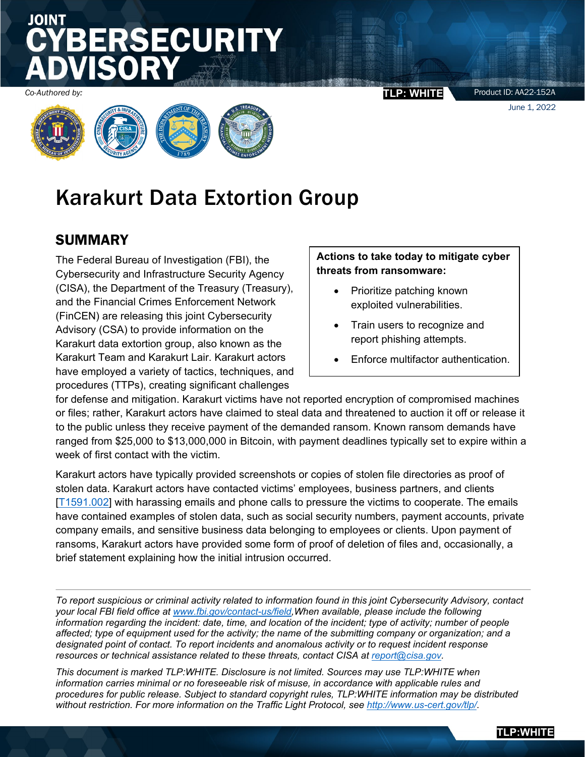# JOINT CYBERSECURITY ADVISORY

*Co-Authored by:*

**TLP: WHITE**

Product ID: AA22-152A

June 1, 2022

# Karakurt Data Extortion Group

## SUMMARY

The Federal Bureau of Investigation (FBI), the Cybersecurity and Infrastructure Security Agency (CISA), the Department of the Treasury (Treasury), and the Financial Crimes Enforcement Network (FinCEN) are releasing this joint Cybersecurity Advisory (CSA) to provide information on the Karakurt data extortion group, also known as the Karakurt Team and Karakurt Lair. Karakurt actors have employed a variety of tactics, techniques, and procedures (TTPs), creating significant challenges for defense and mitigation. Karakurt victims have not reported encryption of compromised machines or files; rather, Karakurt actors have claimed to steal data and threatened to auction it off or release it to the public unless they receive payment of the demanded ransom. Known ransom demands have ranged from $25,000 to $13,000,000 in Bitcoin, with payment deadlines typically set to expire within a week of first contact with the victim.

**Actions to take today to mitigate cyber threats from ransomware:**

- Prioritize patching known exploited vulnerabilities.
- Train users to recognize and report phishing attempts.
- Enforce multifactor authentication.

Karakurt actors have typically provided screenshots or copies of stolen file directories as proof of stolen data. Karakurt actors have contacted victims' employees, business partners, and clients [T1591.002] with harassing emails and phone calls to pressure the victims to cooperate. The emails have contained examples of stolen data, such as social security numbers, payment accounts, private company emails, and sensitive business data belonging to employees or clients. Upon payment of ransoms, Karakurt actors have provided some form of proof of deletion of files and, occasionally, a brief statement explaining how the initial intrusion occurred.

---

*To report suspicious or criminal activity related to information found in this joint Cybersecurity Advisory, contact your local FBI field office at www.fbi.gov/contact-us/field, When available, please include the following information regarding the incident: date, time, and location of the incident; type of activity; number of people affected; type of equipment used for the activity; the name of the submitting company or organization; and a designated point of contact. To report incidents and anomalous activity or to request incident response resources or technical assistance related to these threats, contact CISA at report@cisa.gov.*

*This document is marked TLP:WHITE. Disclosure is not limited. Sources may use TLP:WHITE when information carries minimal or no foreseeable risk of misuse, in accordance with applicable rules and procedures for public release. Subject to standard copyright rules, TLP:WHITE information may be distributed without restriction. For more information on the Traffic Light Protocol, see http://www.us-cert.gov/tlp/.*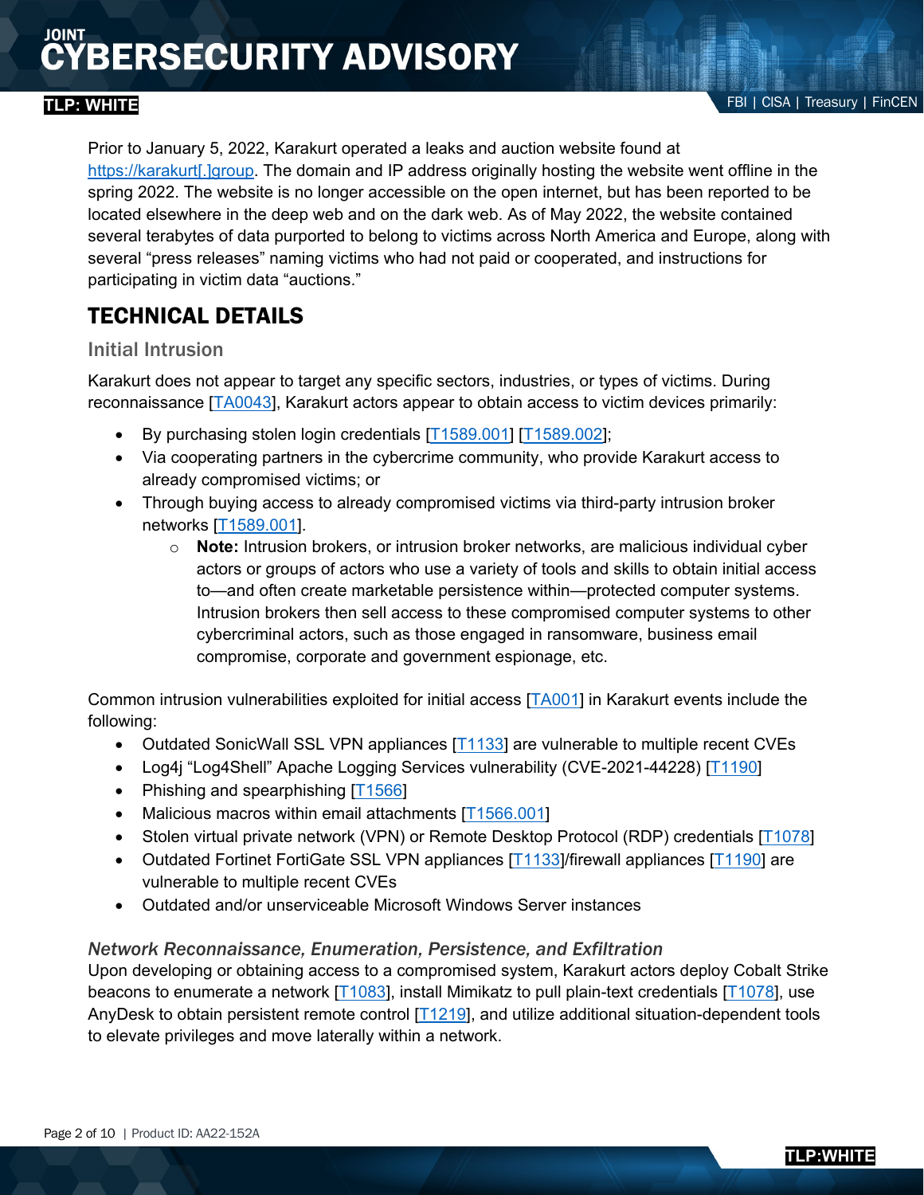Prior to January 5, 2022, Karakurt operated a leaks and auction website found at https://karakurt[.]group. The domain and IP address originally hosting the website went offline in the spring 2022. The website is no longer accessible on the open internet, but has been reported to be located elsewhere in the deep web and on the dark web. As of May 2022, the website contained several terabytes of data purported to belong to victims across North America and Europe, along with several "press releases" naming victims who had not paid or cooperated, and instructions for participating in victim data "auctions."

# TECHNICAL DETAILS

## Initial Intrusion

Karakurt does not appear to target any specific sectors, industries, or types of victims. During reconnaissance [TA0043], Karakurt actors appear to obtain access to victim devices primarily:

- By purchasing stolen login credentials [T1589.001] [T1589.002];
- Via cooperating partners in the cybercrime community, who provide Karakurt access to already compromised victims; or
- Through buying access to already compromised victims via third-party intrusion broker networks [T1589.001].
  - **Note:** Intrusion brokers, or intrusion broker networks, are malicious individual cyber actors or groups of actors who use a variety of tools and skills to obtain initial access to—and often create marketable persistence within—protected computer systems. Intrusion brokers then sell access to these compromised computer systems to other cybercriminal actors, such as those engaged in ransomware, business email compromise, corporate and government espionage, etc.

Common intrusion vulnerabilities exploited for initial access [TA001] in Karakurt events include the following:

- Outdated SonicWall SSL VPN appliances [T1133] are vulnerable to multiple recent CVEs
- Log4j "Log4Shell" Apache Logging Services vulnerability (CVE-2021-44228) [T1190]
- Phishing and spearphishing [T1566]
- Malicious macros within email attachments [T1566.001]
- Stolen virtual private network (VPN) or Remote Desktop Protocol (RDP) credentials [T1078]
- Outdated Fortinet FortiGate SSL VPN appliances [T1133]/firewall appliances [T1190] are vulnerable to multiple recent CVEs
- Outdated and/or unserviceable Microsoft Windows Server instances

### *Network Reconnaissance, Enumeration, Persistence, and Exfiltration*

Upon developing or obtaining access to a compromised system, Karakurt actors deploy Cobalt Strike beacons to enumerate a network [T1083], install Mimikatz to pull plain-text credentials [T1078], use AnyDesk to obtain persistent remote control [T1219], and utilize additional situation-dependent tools to elevate privileges and move laterally within a network.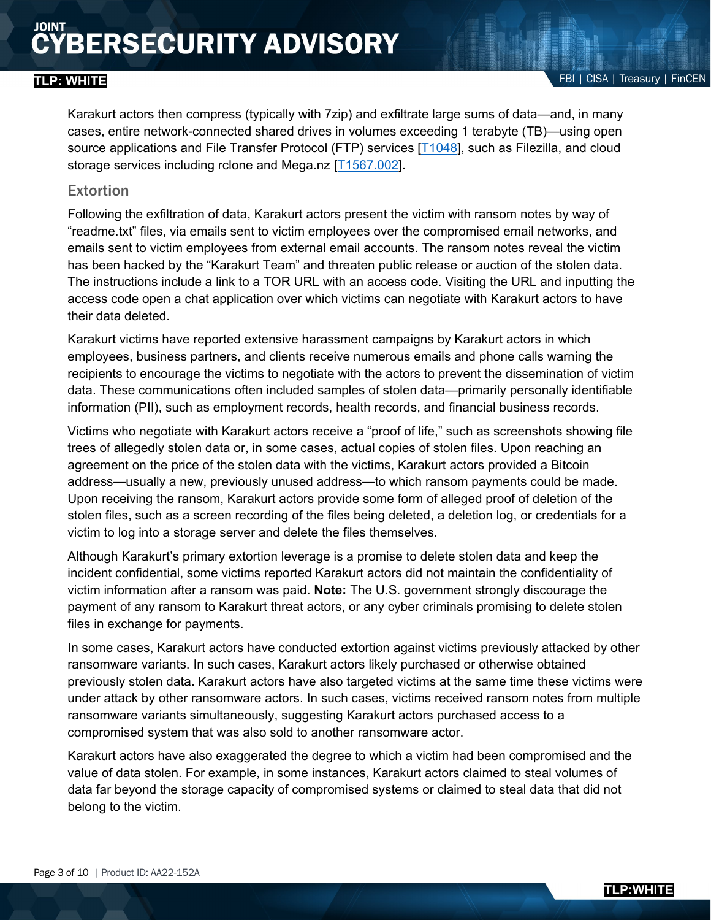Karakurt actors then compress (typically with 7zip) and exfiltrate large sums of data—and, in many cases, entire network-connected shared drives in volumes exceeding 1 terabyte (TB)—using open source applications and File Transfer Protocol (FTP) services [T1048], such as Filezilla, and cloud storage services including rclone and Mega.nz [T1567.002].

### Extortion

Following the exfiltration of data, Karakurt actors present the victim with ransom notes by way of "readme.txt" files, via emails sent to victim employees over the compromised email networks, and emails sent to victim employees from external email accounts. The ransom notes reveal the victim has been hacked by the "Karakurt Team" and threaten public release or auction of the stolen data. The instructions include a link to a TOR URL with an access code. Visiting the URL and inputting the access code open a chat application over which victims can negotiate with Karakurt actors to have their data deleted.

Karakurt victims have reported extensive harassment campaigns by Karakurt actors in which employees, business partners, and clients receive numerous emails and phone calls warning the recipients to encourage the victims to negotiate with the actors to prevent the dissemination of victim data. These communications often included samples of stolen data—primarily personally identifiable information (PII), such as employment records, health records, and financial business records.

Victims who negotiate with Karakurt actors receive a "proof of life," such as screenshots showing file trees of allegedly stolen data or, in some cases, actual copies of stolen files. Upon reaching an agreement on the price of the stolen data with the victims, Karakurt actors provided a Bitcoin address—usually a new, previously unused address—to which ransom payments could be made. Upon receiving the ransom, Karakurt actors provide some form of alleged proof of deletion of the stolen files, such as a screen recording of the files being deleted, a deletion log, or credentials for a victim to log into a storage server and delete the files themselves.

Although Karakurt's primary extortion leverage is a promise to delete stolen data and keep the incident confidential, some victims reported Karakurt actors did not maintain the confidentiality of victim information after a ransom was paid. **Note:** The U.S. government strongly discourage the payment of any ransom to Karakurt threat actors, or any cyber criminals promising to delete stolen files in exchange for payments.

In some cases, Karakurt actors have conducted extortion against victims previously attacked by other ransomware variants. In such cases, Karakurt actors likely purchased or otherwise obtained previously stolen data. Karakurt actors have also targeted victims at the same time these victims were under attack by other ransomware actors. In such cases, victims received ransom notes from multiple ransomware variants simultaneously, suggesting Karakurt actors purchased access to a compromised system that was also sold to another ransomware actor.

Karakurt actors have also exaggerated the degree to which a victim had been compromised and the value of data stolen. For example, in some instances, Karakurt actors claimed to steal volumes of data far beyond the storage capacity of compromised systems or claimed to steal data that did not belong to the victim.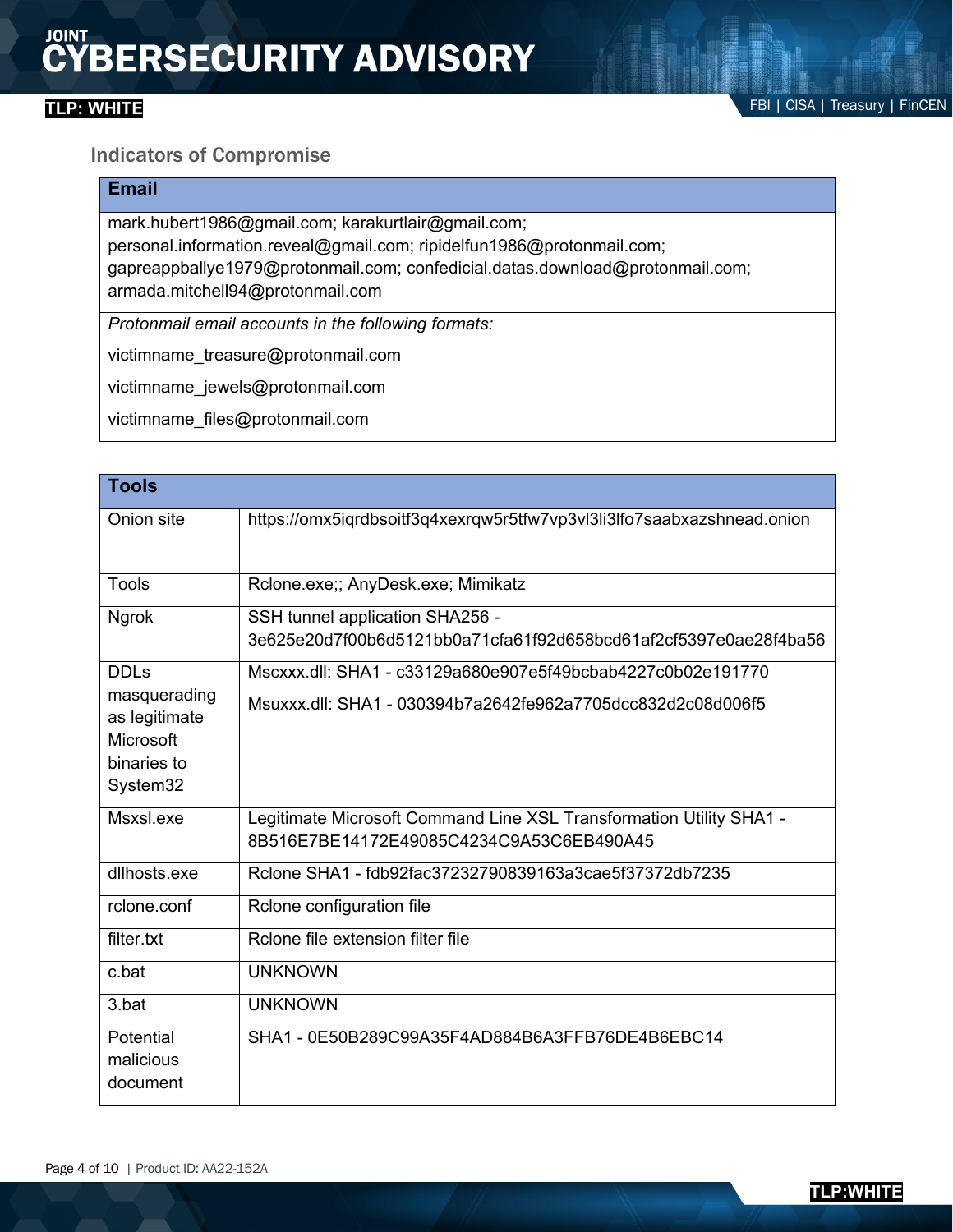## Indicators of Compromise

| Email |
| --- |
| mark.hubert1986@gmail.com; karakurtlair@gmail.com; personal.information.reveal@gmail.com; ripidelfun1986@protonmail.com; gapreappballye1979@protonmail.com; confedicial.datas.download@protonmail.com; armada.mitchell94@protonmail.com |
| *Protonmail email accounts in the following formats:*<br>victimname_treasure@protonmail.com<br>victimname_jewels@protonmail.com<br>victimname_files@protonmail.com |

| Tools | |
| --- | --- |
| Onion site | https://omx5iqrdbsoitf3q4xexrqw5r5tfw7vp3vl3li3lfo7saabxazshnead.onion |
| Tools | Rclone.exe;; AnyDesk.exe; Mimikatz |
| Ngrok | SSH tunnel application SHA256 - 3e625e20d7f00b6d5121bb0a71cfa61f92d658bcd61af2cf5397e0ae28f4ba56 |
| DDLs masquerading as legitimate Microsoft binaries to System32 | Mscxxx.dll: SHA1 - c33129a680e907e5f49bcbab4227c0b02e191770<br>Msuxxx.dll: SHA1 - 030394b7a2642fe962a7705dcc832d2c08d006f5 |
| Msxsl.exe | Legitimate Microsoft Command Line XSL Transformation Utility SHA1 - 8B516E7BE14172E49085C4234C9A53C6EB490A45 |
| dllhosts.exe | Rclone SHA1 - fdb92fac37232790839163a3cae5f37372db7235 |
| rclone.conf | Rclone configuration file |
| filter.txt | Rclone file extension filter file |
| c.bat | UNKNOWN |
| 3.bat | UNKNOWN |
| Potential malicious document | SHA1 - 0E50B289C99A35F4AD884B6A3FFB76DE4B6EBC14 |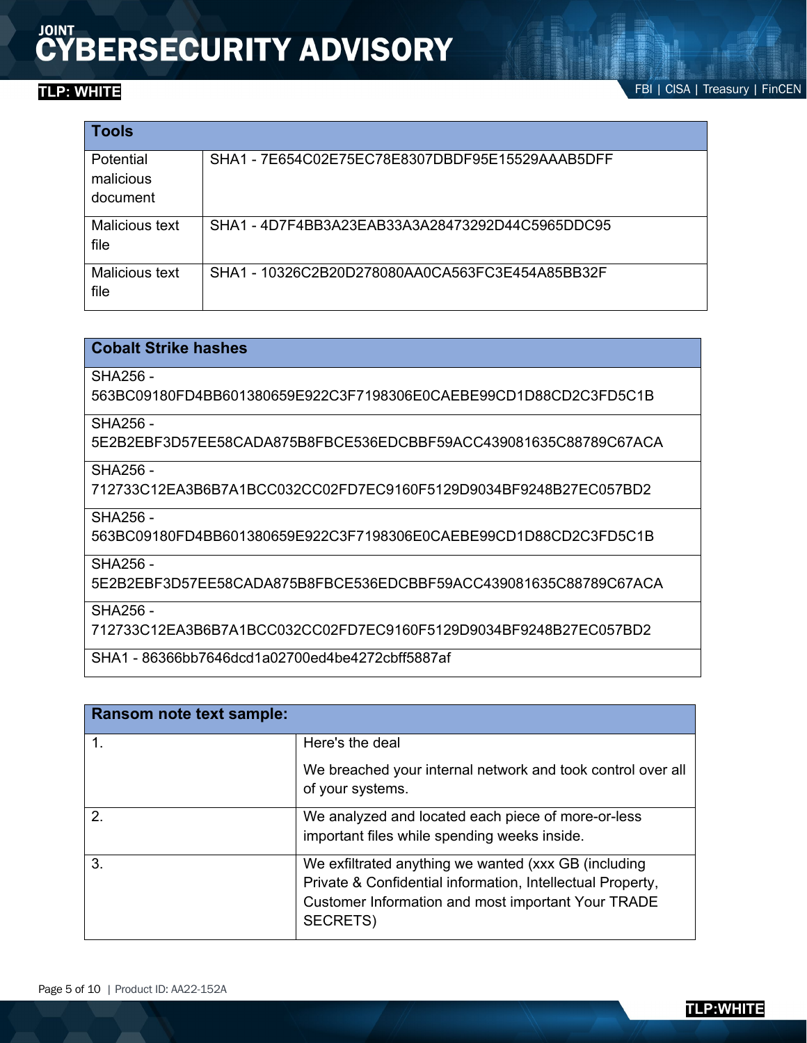| Tools | |
| --- | --- |
| Potential malicious document | SHA1 - 7E654C02E75EC78E8307DBDF95E15529AAAB5DFF |
| Malicious text file | SHA1 - 4D7F4BB3A23EAB33A3A28473292D44C5965DDC95 |
| Malicious text file | SHA1 - 10326C2B20D278080AA0CA563FC3E454A85BB32F |

| Cobalt Strike hashes |
| --- |
| SHA256 - 563BC09180FD4BB601380659E922C3F7198306E0CAEBE99CD1D88CD2C3FD5C1B |
| SHA256 - 5E2B2EBF3D57EE58CADA875B8FBCE536EDCBBF59ACC439081635C88789C67ACA |
| SHA256 - 712733C12EA3B6B7A1BCC032CC02FD7EC9160F5129D9034BF9248B27EC057BD2 |
| SHA256 - 563BC09180FD4BB601380659E922C3F7198306E0CAEBE99CD1D88CD2C3FD5C1B |
| SHA256 - 5E2B2EBF3D57EE58CADA875B8FBCE536EDCBBF59ACC439081635C88789C67ACA |
| SHA256 - 712733C12EA3B6B7A1BCC032CC02FD7EC9160F5129D9034BF9248B27EC057BD2 |
| SHA1 - 86366bb7646dcd1a02700ed4be4272cbff5887af |

| Ransom note text sample: | |
| --- | --- |
| 1. | Here's the deal<br><br>We breached your internal network and took control over all of your systems. |
| 2. | We analyzed and located each piece of more-or-less important files while spending weeks inside. |
| 3. | We exfiltrated anything we wanted (xxx GB (including Private & Confidential information, Intellectual Property, Customer Information and most important Your TRADE SECRETS) |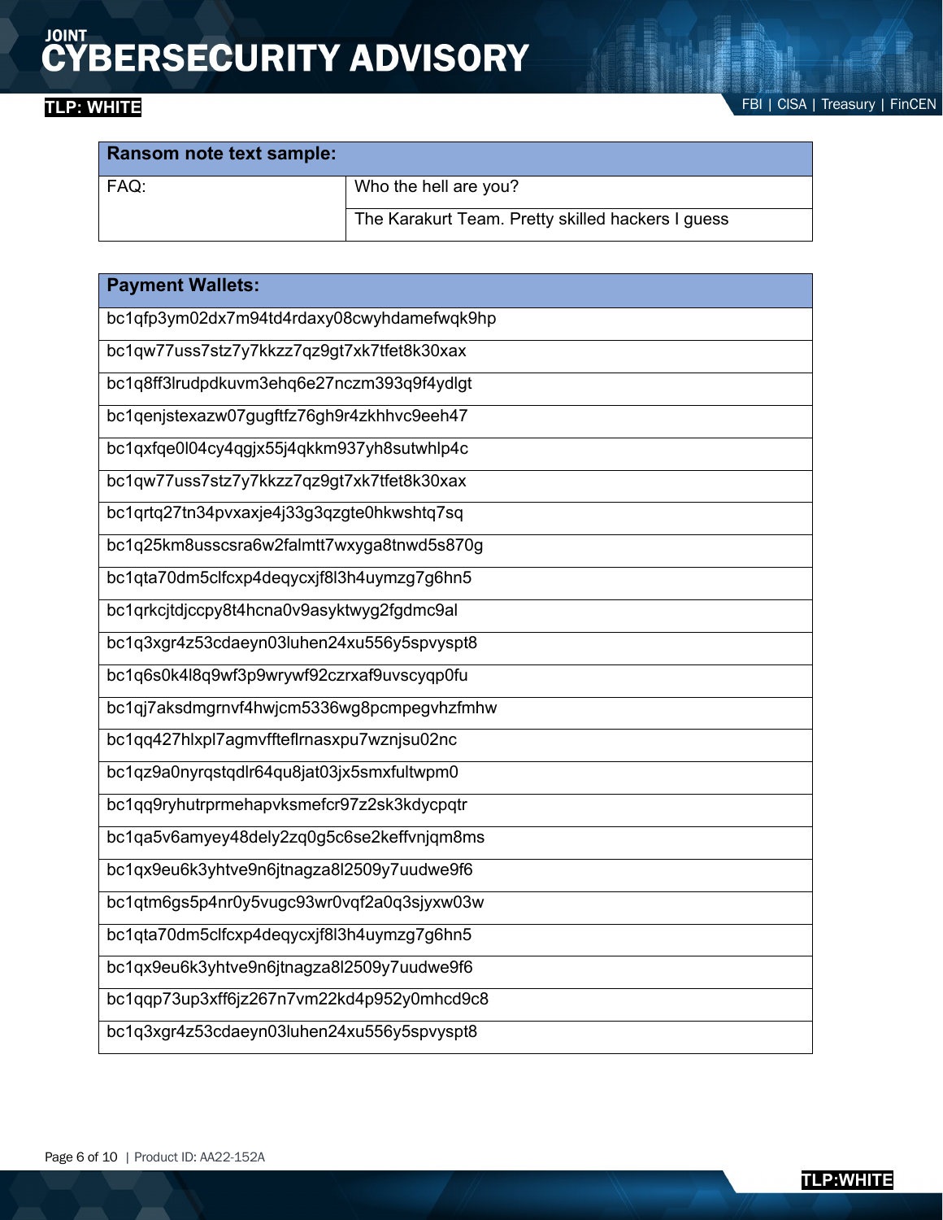| Ransom note text sample: | |
|---|---|
| FAQ: | Who the hell are you? |
| | The Karakurt Team. Pretty skilled hackers I guess |

| Payment Wallets: |
|---|
| bc1qfp3ym02dx7m94td4rdaxy08cwyhdamefwqk9hp |
| bc1qw77uss7stz7y7kkzz7qz9gt7xk7tfet8k30xax |
| bc1q8ff3lrudpdkuvm3ehq6e27nczm393q9f4ydlgt |
| bc1qenjstexazw07gugftfz76gh9r4zkhhvc9eeh47 |
| bc1qxfqe0l04cy4qgjx55j4qkkm937yh8sutwhlp4c |
| bc1qw77uss7stz7y7kkzz7qz9gt7xk7tfet8k30xax |
| bc1qrtq27tn34pvxaxje4j33g3qzgte0hkwshtq7sq |
| bc1q25km8usscsra6w2falmtt7wxyga8tnwd5s870g |
| bc1qta70dm5clfcxp4deqycxjf8l3h4uymzg7g6hn5 |
| bc1qrkcjtdjccpy8t4hcna0v9asyktwyg2fgdmc9al |
| bc1q3xgr4z53cdaeyn03luhen24xu556y5spvyspt8 |
| bc1q6s0k4l8q9wf3p9wrywf92czrxaf9uvscyqp0fu |
| bc1qj7aksdmgrnvf4hwjcm5336wg8pcmpegvhzfmhw |
| bc1qq427hlxpl7agmvffteflrnasxpu7wznjsu02nc |
| bc1qz9a0nyrqstqdlr64qu8jat03jx5smxfultwpm0 |
| bc1qq9ryhutrprmehapvksmefcr97z2sk3kdycpqtr |
| bc1qa5v6amyey48dely2zq0g5c6se2keffvnjqm8ms |
| bc1qx9eu6k3yhtve9n6jtnagza8l2509y7uudwe9f6 |
| bc1qtm6gs5p4nr0y5vugc93wr0vqf2a0q3sjyxw03w |
| bc1qta70dm5clfcxp4deqycxjf8l3h4uymzg7g6hn5 |
| bc1qx9eu6k3yhtve9n6jtnagza8l2509y7uudwe9f6 |
| bc1qqp73up3xff6jz267n7vm22kd4p952y0mhcd9c8 |
| bc1q3xgr4z53cdaeyn03luhen24xu556y5spvyspt8 |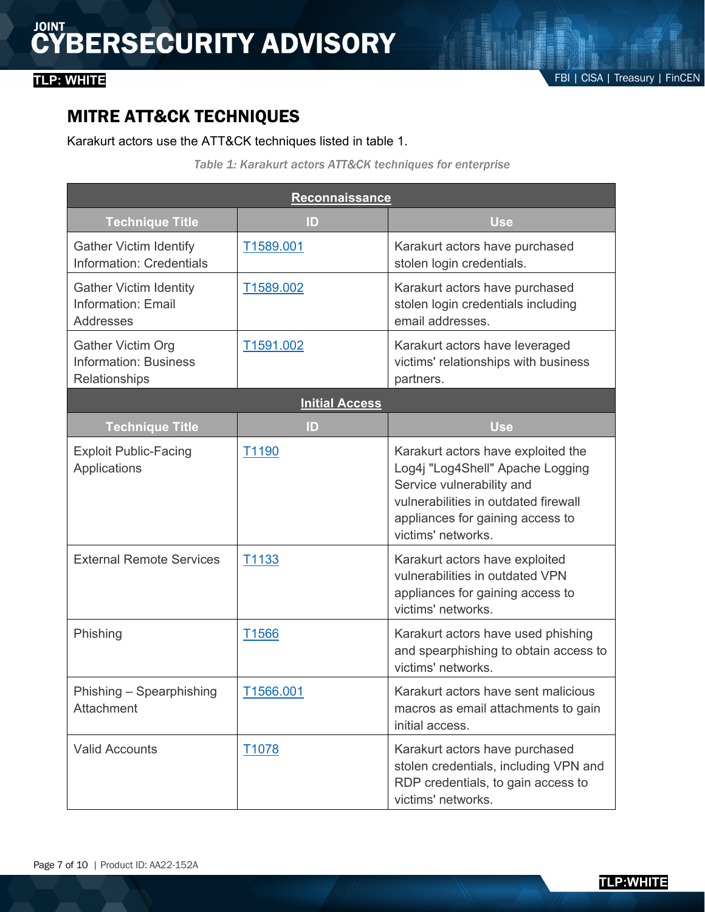## MITRE ATT&CK TECHNIQUES

Karakurt actors use the ATT&CK techniques listed in table 1.

*Table 1: Karakurt actors ATT&CK techniques for enterprise*

| **Reconnaissance** | | |
|---|---|---|
| **Technique Title** | **ID** | **Use** |
| Gather Victim Identify Information: Credentials | T1589.001 | Karakurt actors have purchased stolen login credentials. |
| Gather Victim Identity Information: Email Addresses | T1589.002 | Karakurt actors have purchased stolen login credentials including email addresses. |
| Gather Victim Org Information: Business Relationships | T1591.002 | Karakurt actors have leveraged victims' relationships with business partners. |
| **Initial Access** | | |
| **Technique Title** | **ID** | **Use** |
| Exploit Public-Facing Applications | T1190 | Karakurt actors have exploited the Log4j "Log4Shell" Apache Logging Service vulnerability and vulnerabilities in outdated firewall appliances for gaining access to victims' networks. |
| External Remote Services | T1133 | Karakurt actors have exploited vulnerabilities in outdated VPN appliances for gaining access to victims' networks. |
| Phishing | T1566 | Karakurt actors have used phishing and spearphishing to obtain access to victims' networks. |
| Phishing – Spearphishing Attachment | T1566.001 | Karakurt actors have sent malicious macros as email attachments to gain initial access. |
| Valid Accounts | T1078 | Karakurt actors have purchased stolen credentials, including VPN and RDP credentials, to gain access to victims' networks. |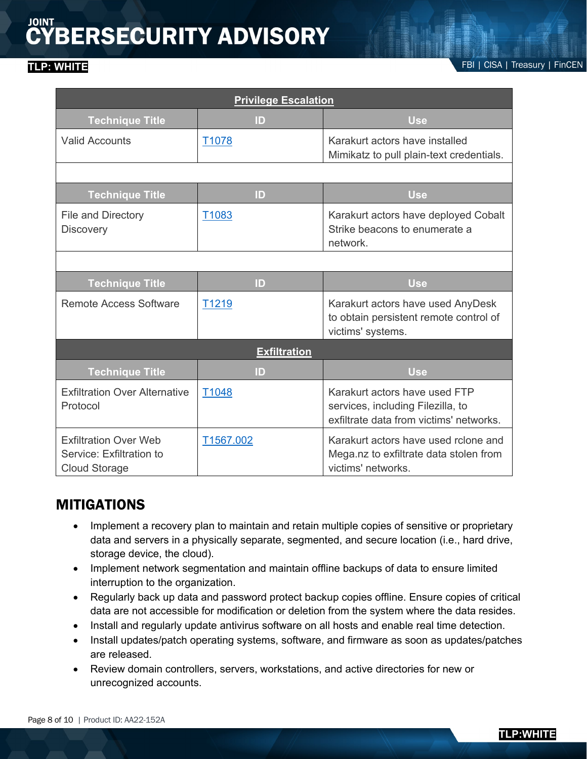| Privilege Escalation | | |
|---|---|---|
| **Technique Title** | **ID** | **Use** |
| Valid Accounts | T1078 | Karakurt actors have installed Mimikatz to pull plain-text credentials. |
| | | |
| **Technique Title** | **ID** | **Use** |
| File and Directory Discovery | T1083 | Karakurt actors have deployed Cobalt Strike beacons to enumerate a network. |
| | | |
| **Technique Title** | **ID** | **Use** |
| Remote Access Software | T1219 | Karakurt actors have used AnyDesk to obtain persistent remote control of victims' systems. |
| **Exfiltration** | | |
| **Technique Title** | **ID** | **Use** |
| Exfiltration Over Alternative Protocol | T1048 | Karakurt actors have used FTP services, including Filezilla, to exfiltrate data from victims' networks. |
| Exfiltration Over Web Service: Exfiltration to Cloud Storage | T1567.002 | Karakurt actors have used rclone and Mega.nz to exfiltrate data stolen from victims' networks. |

## MITIGATIONS

- Implement a recovery plan to maintain and retain multiple copies of sensitive or proprietary data and servers in a physically separate, segmented, and secure location (i.e., hard drive, storage device, the cloud).
- Implement network segmentation and maintain offline backups of data to ensure limited interruption to the organization.
- Regularly back up data and password protect backup copies offline. Ensure copies of critical data are not accessible for modification or deletion from the system where the data resides.
- Install and regularly update antivirus software on all hosts and enable real time detection.
- Install updates/patch operating systems, software, and firmware as soon as updates/patches are released.
- Review domain controllers, servers, workstations, and active directories for new or unrecognized accounts.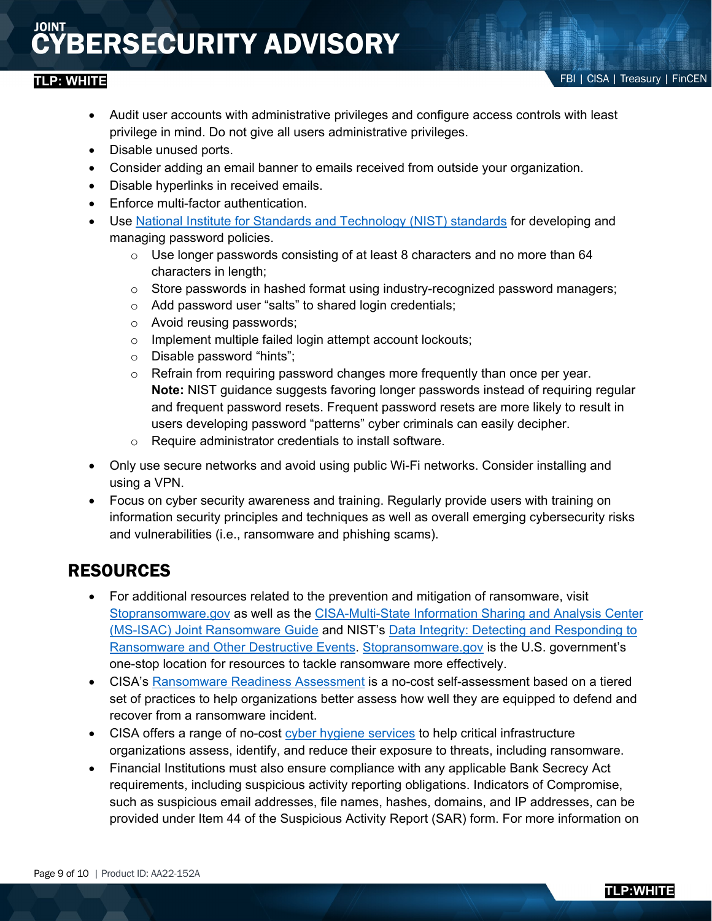- Audit user accounts with administrative privileges and configure access controls with least privilege in mind. Do not give all users administrative privileges.
- Disable unused ports.
- Consider adding an email banner to emails received from outside your organization.
- Disable hyperlinks in received emails.
- Enforce multi-factor authentication.
- Use National Institute for Standards and Technology (NIST) standards for developing and managing password policies.
    - Use longer passwords consisting of at least 8 characters and no more than 64 characters in length;
    - Store passwords in hashed format using industry-recognized password managers;
    - Add password user "salts" to shared login credentials;
    - Avoid reusing passwords;
    - Implement multiple failed login attempt account lockouts;
    - Disable password "hints";
    - Refrain from requiring password changes more frequently than once per year.
      **Note:** NIST guidance suggests favoring longer passwords instead of requiring regular and frequent password resets. Frequent password resets are more likely to result in users developing password "patterns" cyber criminals can easily decipher.
    - Require administrator credentials to install software.
- Only use secure networks and avoid using public Wi-Fi networks. Consider installing and using a VPN.
- Focus on cyber security awareness and training. Regularly provide users with training on information security principles and techniques as well as overall emerging cybersecurity risks and vulnerabilities (i.e., ransomware and phishing scams).

## RESOURCES

- For additional resources related to the prevention and mitigation of ransomware, visit Stopransomware.gov as well as the CISA-Multi-State Information Sharing and Analysis Center (MS-ISAC) Joint Ransomware Guide and NIST's Data Integrity: Detecting and Responding to Ransomware and Other Destructive Events. Stopransomware.gov is the U.S. government's one-stop location for resources to tackle ransomware more effectively.
- CISA's Ransomware Readiness Assessment is a no-cost self-assessment based on a tiered set of practices to help organizations better assess how well they are equipped to defend and recover from a ransomware incident.
- CISA offers a range of no-cost cyber hygiene services to help critical infrastructure organizations assess, identify, and reduce their exposure to threats, including ransomware.
- Financial Institutions must also ensure compliance with any applicable Bank Secrecy Act requirements, including suspicious activity reporting obligations. Indicators of Compromise, such as suspicious email addresses, file names, hashes, domains, and IP addresses, can be provided under Item 44 of the Suspicious Activity Report (SAR) form. For more information on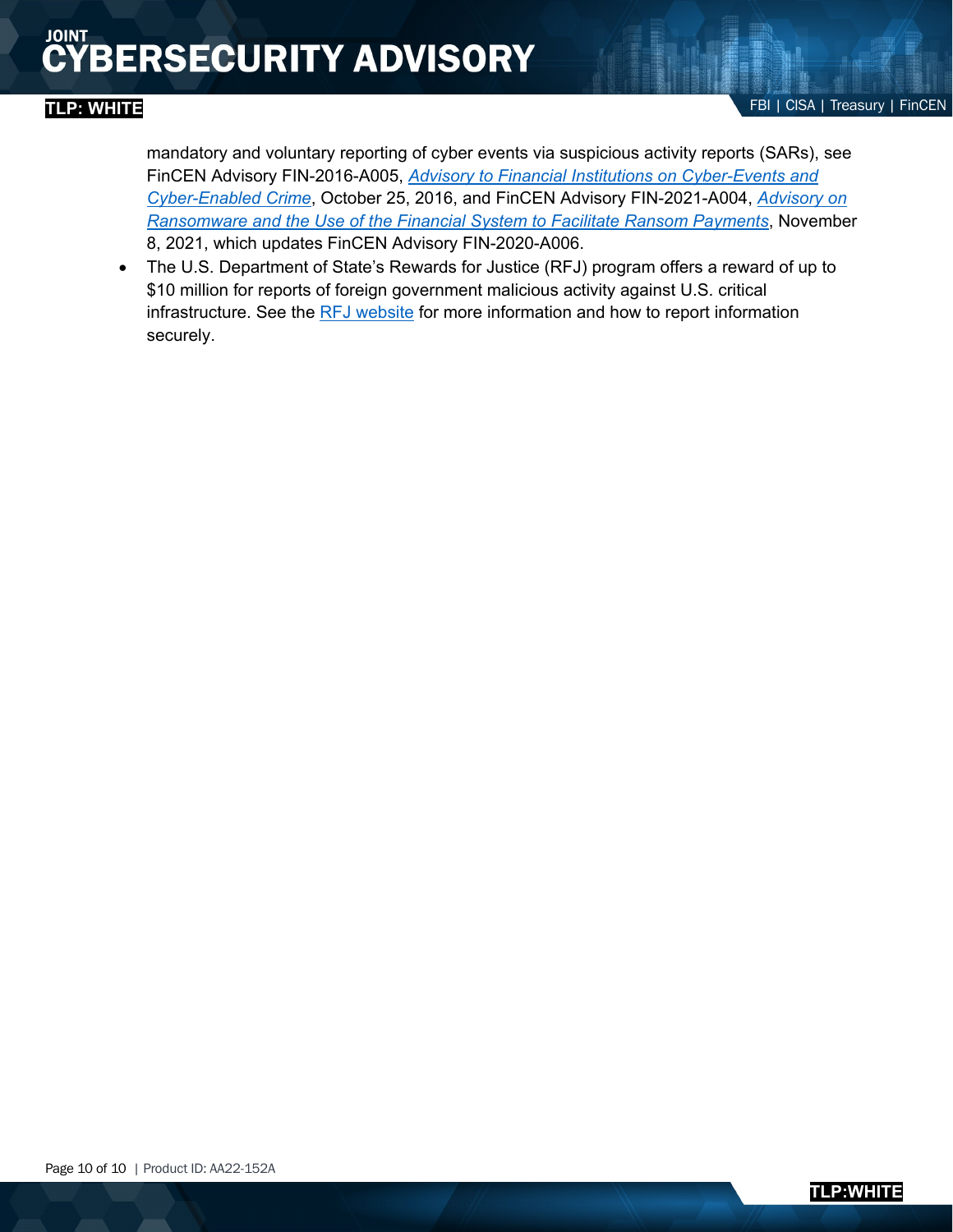mandatory and voluntary reporting of cyber events via suspicious activity reports (SARs), see FinCEN Advisory FIN-2016-A005, *Advisory to Financial Institutions on Cyber-Events and Cyber-Enabled Crime*, October 25, 2016, and FinCEN Advisory FIN-2021-A004, *Advisory on Ransomware and the Use of the Financial System to Facilitate Ransom Payments*, November 8, 2021, which updates FinCEN Advisory FIN-2020-A006.

- The U.S. Department of State's Rewards for Justice (RFJ) program offers a reward of up to $10 million for reports of foreign government malicious activity against U.S. critical infrastructure. See the RFJ website for more information and how to report information securely.